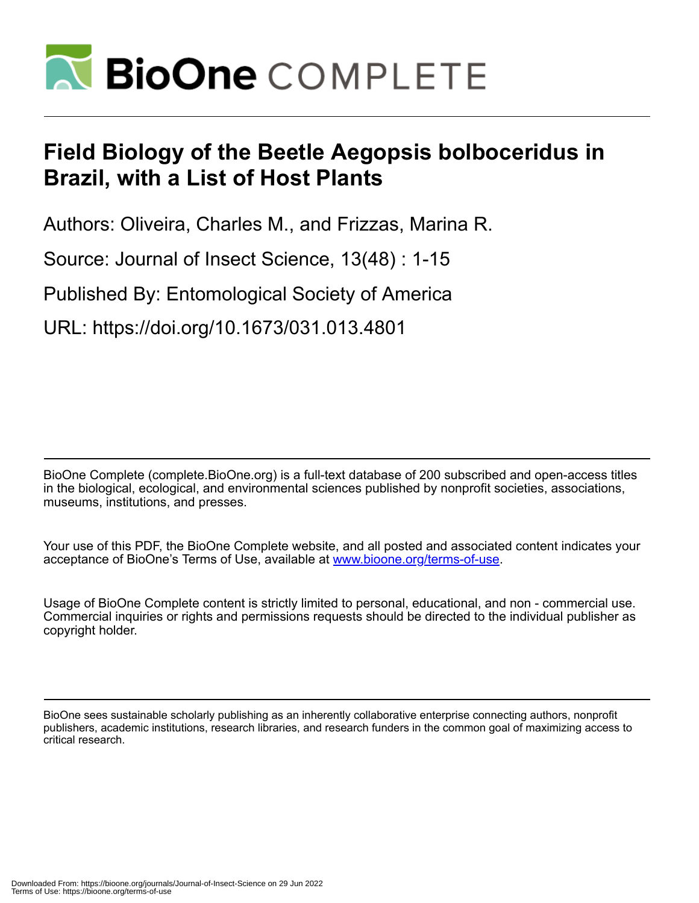# Field Biology of the Beetle Aegopsis bolboceridus in Brazil, with a List of Host Plants

Authors: Oliveira, Charles M., and Frizzas, Marina R.

Source: Journal of Insect Science, 13(48) : 1-15

Published By: Entomological Society of America

URL: https://doi.org/10.1673/031.013.4801

BioOne Complete (complete.BioOne.org) is a full-text database of 200 subscribed and open-access titles in the biological, ecological, and environmental sciences published by nonprofit societies, associations, museums, institutions, and presses.

Your use of this PDF, the BioOne Complete website, and all posted and associated content indicates your acceptance of BioOne's Terms of Use, available at www.bioone.org/terms-of-use.

Usage of BioOne Complete content is strictly limited to personal, educational, and non - commercial use. Commercial inquiries or rights and permissions requests should be directed to the individual publisher as copyright holder.

BioOne sees sustainable scholarly publishing as an inherently collaborative enterprise connecting authors, nonprofit publishers, academic institutions, research libraries, and research funders in the common goal of maximizing access to critical research.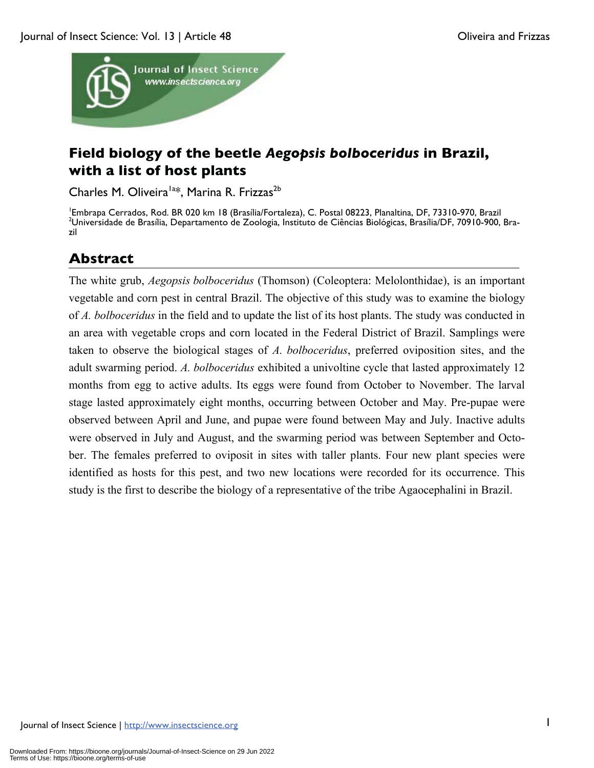# Field biology of the beetle *Aegopsis bolboceridus* in Brazil, with a list of host plants

Charles M. Oliveira[1a*], Marina R. Frizzas[2b]

[1]Embrapa Cerrados, Rod. BR 020 km 18 (Brasília/Fortaleza), C. Postal 08223, Planaltina, DF, 73310-970, Brazil
[2]Universidade de Brasília, Departamento de Zoologia, Instituto de Ciências Biológicas, Brasília/DF, 70910-900, Brazil

## Abstract

The white grub, *Aegopsis bolboceridus* (Thomson) (Coleoptera: Melolonthidae), is an important vegetable and corn pest in central Brazil. The objective of this study was to examine the biology of *A. bolboceridus* in the field and to update the list of its host plants. The study was conducted in an area with vegetable crops and corn located in the Federal District of Brazil. Samplings were taken to observe the biological stages of *A. bolboceridus*, preferred oviposition sites, and the adult swarming period. *A. bolboceridus* exhibited a univoltine cycle that lasted approximately 12 months from egg to active adults. Its eggs were found from October to November. The larval stage lasted approximately eight months, occurring between October and May. Pre-pupae were observed between April and June, and pupae were found between May and July. Inactive adults were observed in July and August, and the swarming period was between September and October. The females preferred to oviposit in sites with taller plants. Four new plant species were identified as hosts for this pest, and two new locations were recorded for its occurrence. This study is the first to describe the biology of a representative of the tribe Agaocephalini in Brazil.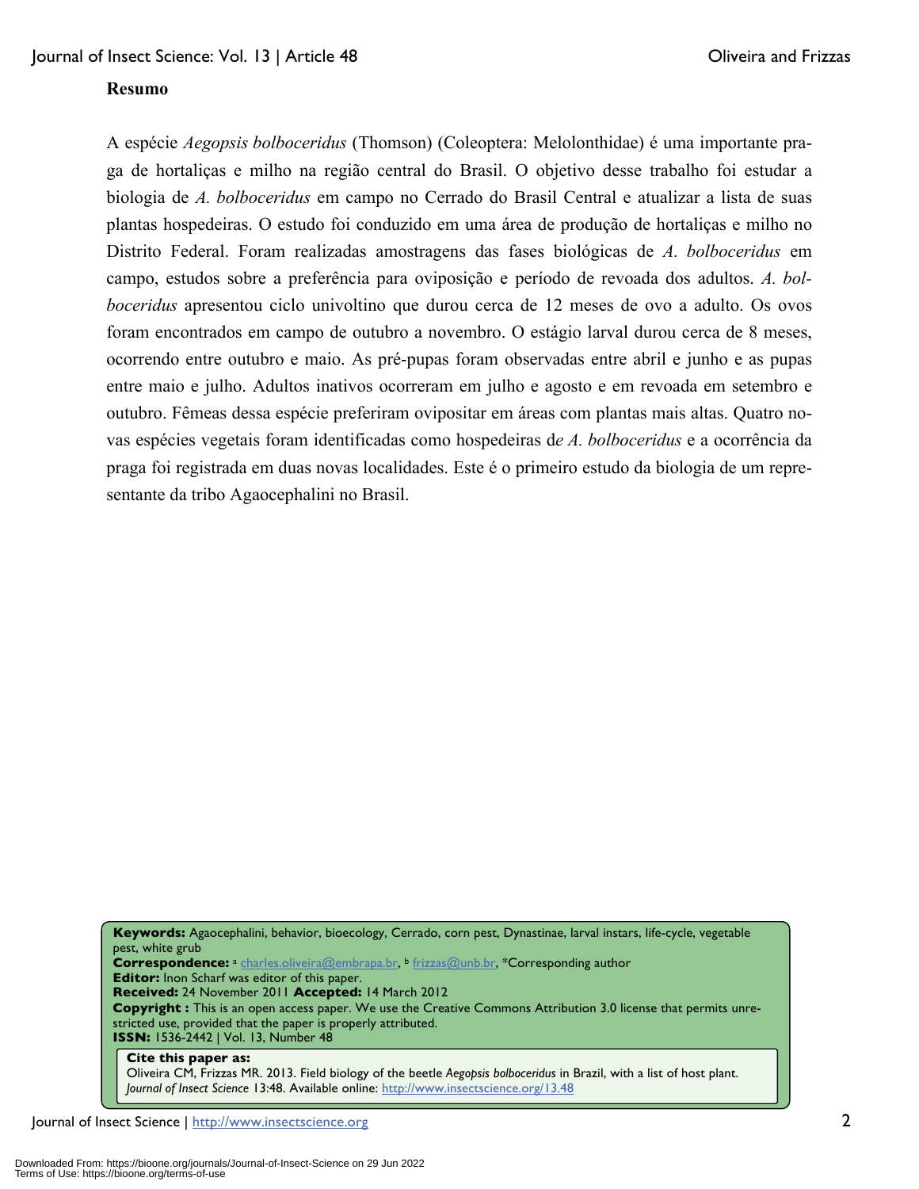**Resumo**

A espécie *Aegopsis bolboceridus* (Thomson) (Coleoptera: Melolonthidae) é uma importante praga de hortaliças e milho na região central do Brasil. O objetivo desse trabalho foi estudar a biologia de *A. bolboceridus* em campo no Cerrado do Brasil Central e atualizar a lista de suas plantas hospedeiras. O estudo foi conduzido em uma área de produção de hortaliças e milho no Distrito Federal. Foram realizadas amostragens das fases biológicas de *A. bolboceridus* em campo, estudos sobre a preferência para oviposição e período de revoada dos adultos. *A. bolboceridus* apresentou ciclo univoltino que durou cerca de 12 meses de ovo a adulto. Os ovos foram encontrados em campo de outubro a novembro. O estágio larval durou cerca de 8 meses, ocorrendo entre outubro e maio. As pré-pupas foram observadas entre abril e junho e as pupas entre maio e julho. Adultos inativos ocorreram em julho e agosto e em revoada em setembro e outubro. Fêmeas dessa espécie preferiram ovipositar em áreas com plantas mais altas. Quatro novas espécies vegetais foram identificadas como hospedeiras de *A. bolboceridus* e a ocorrência da praga foi registrada em duas novas localidades. Este é o primeiro estudo da biologia de um representante da tribo Agaocephalini no Brasil.

**Keywords:** Agaocephalini, behavior, bioecology, Cerrado, corn pest, Dynastinae, larval instars, life-cycle, vegetable pest, white grub
**Correspondence:** [a] charles.oliveira@embrapa.br, [b] frizzas@unb.br, *Corresponding author
**Editor:** Inon Scharf was editor of this paper.
**Received:** 24 November 2011 **Accepted:** 14 March 2012
**Copyright :** This is an open access paper. We use the Creative Commons Attribution 3.0 license that permits unrestricted use, provided that the paper is properly attributed.
**ISSN:** 1536-2442 | Vol. 13, Number 48

**Cite this paper as:**
Oliveira CM, Frizzas MR. 2013. Field biology of the beetle *Aegopsis bolboceridus* in Brazil, with a list of host plant. *Journal of Insect Science* 13:48. Available online: http://www.insectscience.org/13.48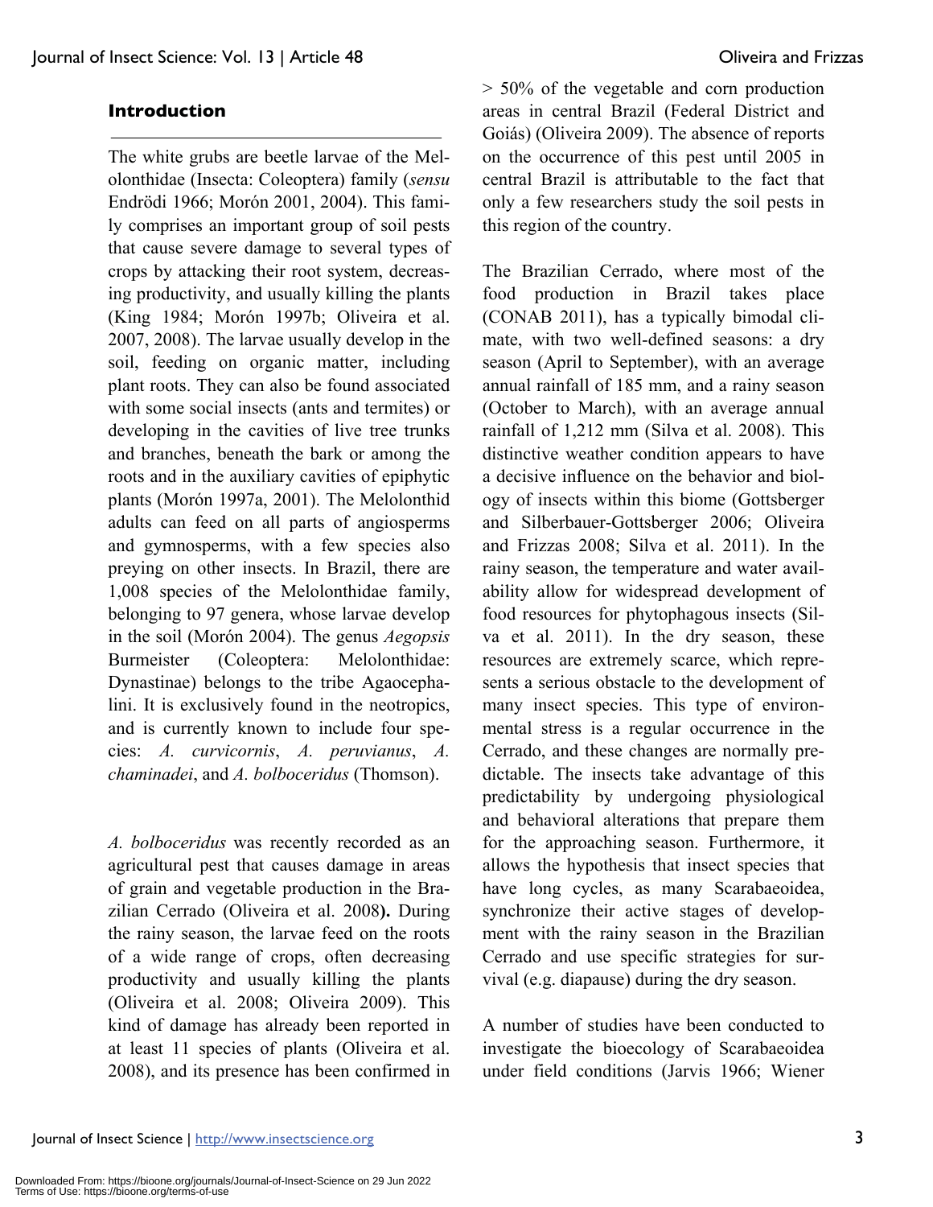## Introduction

The white grubs are beetle larvae of the Melolonthidae (Insecta: Coleoptera) family (*sensu* Endrödi 1966; Morón 2001, 2004). This family comprises an important group of soil pests that cause severe damage to several types of crops by attacking their root system, decreasing productivity, and usually killing the plants (King 1984; Morón 1997b; Oliveira et al. 2007, 2008). The larvae usually develop in the soil, feeding on organic matter, including plant roots. They can also be found associated with some social insects (ants and termites) or developing in the cavities of live tree trunks and branches, beneath the bark or among the roots and in the auxiliary cavities of epiphytic plants (Morón 1997a, 2001). The Melolonthid adults can feed on all parts of angiosperms and gymnosperms, with a few species also preying on other insects. In Brazil, there are 1,008 species of the Melolonthidae family, belonging to 97 genera, whose larvae develop in the soil (Morón 2004). The genus *Aegopsis* Burmeister (Coleoptera: Melolonthidae: Dynastinae) belongs to the tribe Agaocephalini. It is exclusively found in the neotropics, and is currently known to include four species: *A. curvicornis*, *A. peruvianus*, *A. chaminadei*, and *A. bolboceridus* (Thomson).

*A. bolboceridus* was recently recorded as an agricultural pest that causes damage in areas of grain and vegetable production in the Brazilian Cerrado (Oliveira et al. 2008**).** During the rainy season, the larvae feed on the roots of a wide range of crops, often decreasing productivity and usually killing the plants (Oliveira et al. 2008; Oliveira 2009). This kind of damage has already been reported in at least 11 species of plants (Oliveira et al. 2008), and its presence has been confirmed in > 50% of the vegetable and corn production areas in central Brazil (Federal District and Goiás) (Oliveira 2009). The absence of reports on the occurrence of this pest until 2005 in central Brazil is attributable to the fact that only a few researchers study the soil pests in this region of the country.

The Brazilian Cerrado, where most of the food production in Brazil takes place (CONAB 2011), has a typically bimodal climate, with two well-defined seasons: a dry season (April to September), with an average annual rainfall of 185 mm, and a rainy season (October to March), with an average annual rainfall of 1,212 mm (Silva et al. 2008). This distinctive weather condition appears to have a decisive influence on the behavior and biology of insects within this biome (Gottsberger and Silberbauer-Gottsberger 2006; Oliveira and Frizzas 2008; Silva et al. 2011). In the rainy season, the temperature and water availability allow for widespread development of food resources for phytophagous insects (Silva et al. 2011). In the dry season, these resources are extremely scarce, which represents a serious obstacle to the development of many insect species. This type of environmental stress is a regular occurrence in the Cerrado, and these changes are normally predictable. The insects take advantage of this predictability by undergoing physiological and behavioral alterations that prepare them for the approaching season. Furthermore, it allows the hypothesis that insect species that have long cycles, as many Scarabaeoidea, synchronize their active stages of development with the rainy season in the Brazilian Cerrado and use specific strategies for survival (e.g. diapause) during the dry season.

A number of studies have been conducted to investigate the bioecology of Scarabaeoidea under field conditions (Jarvis 1966; Wiener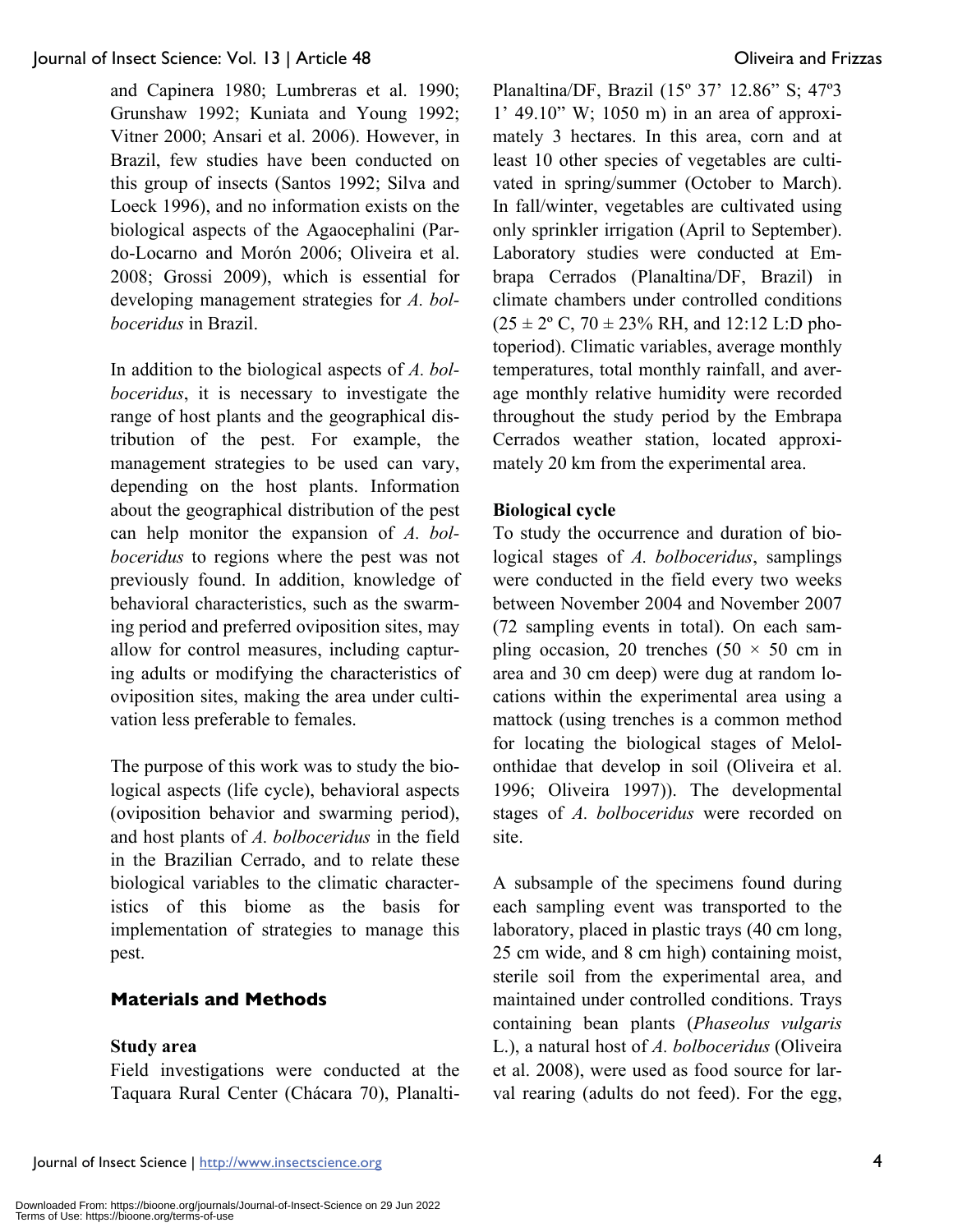and Capinera 1980; Lumbreras et al. 1990; Grunshaw 1992; Kuniata and Young 1992; Vitner 2000; Ansari et al. 2006). However, in Brazil, few studies have been conducted on this group of insects (Santos 1992; Silva and Loeck 1996), and no information exists on the biological aspects of the Agaocephalini (Pardo-Locarno and Morón 2006; Oliveira et al. 2008; Grossi 2009), which is essential for developing management strategies for *A. bolboceridus* in Brazil.

In addition to the biological aspects of *A. bolboceridus*, it is necessary to investigate the range of host plants and the geographical distribution of the pest. For example, the management strategies to be used can vary, depending on the host plants. Information about the geographical distribution of the pest can help monitor the expansion of *A. bolboceridus* to regions where the pest was not previously found. In addition, knowledge of behavioral characteristics, such as the swarming period and preferred oviposition sites, may allow for control measures, including capturing adults or modifying the characteristics of oviposition sites, making the area under cultivation less preferable to females.

The purpose of this work was to study the biological aspects (life cycle), behavioral aspects (oviposition behavior and swarming period), and host plants of *A. bolboceridus* in the field in the Brazilian Cerrado, and to relate these biological variables to the climatic characteristics of this biome as the basis for implementation of strategies to manage this pest.

## Materials and Methods

### Study area

Field investigations were conducted at the Taquara Rural Center (Chácara 70), Planaltina/DF, Brazil (15º 37' 12.86" S; 47º3 1' 49.10" W; 1050 m) in an area of approximately 3 hectares. In this area, corn and at least 10 other species of vegetables are cultivated in spring/summer (October to March). In fall/winter, vegetables are cultivated using only sprinkler irrigation (April to September). Laboratory studies were conducted at Embrapa Cerrados (Planaltina/DF, Brazil) in climate chambers under controlled conditions (25 ± 2º C, 70 ± 23% RH, and 12:12 L:D photoperiod). Climatic variables, average monthly temperatures, total monthly rainfall, and average monthly relative humidity were recorded throughout the study period by the Embrapa Cerrados weather station, located approximately 20 km from the experimental area.

### Biological cycle

To study the occurrence and duration of biological stages of *A. bolboceridus*, samplings were conducted in the field every two weeks between November 2004 and November 2007 (72 sampling events in total). On each sampling occasion, 20 trenches (50 × 50 cm in area and 30 cm deep) were dug at random locations within the experimental area using a mattock (using trenches is a common method for locating the biological stages of Melolonthidae that develop in soil (Oliveira et al. 1996; Oliveira 1997)). The developmental stages of *A. bolboceridus* were recorded on site.

A subsample of the specimens found during each sampling event was transported to the laboratory, placed in plastic trays (40 cm long, 25 cm wide, and 8 cm high) containing moist, sterile soil from the experimental area, and maintained under controlled conditions. Trays containing bean plants (*Phaseolus vulgaris* L.), a natural host of *A. bolboceridus* (Oliveira et al. 2008), were used as food source for larval rearing (adults do not feed). For the egg,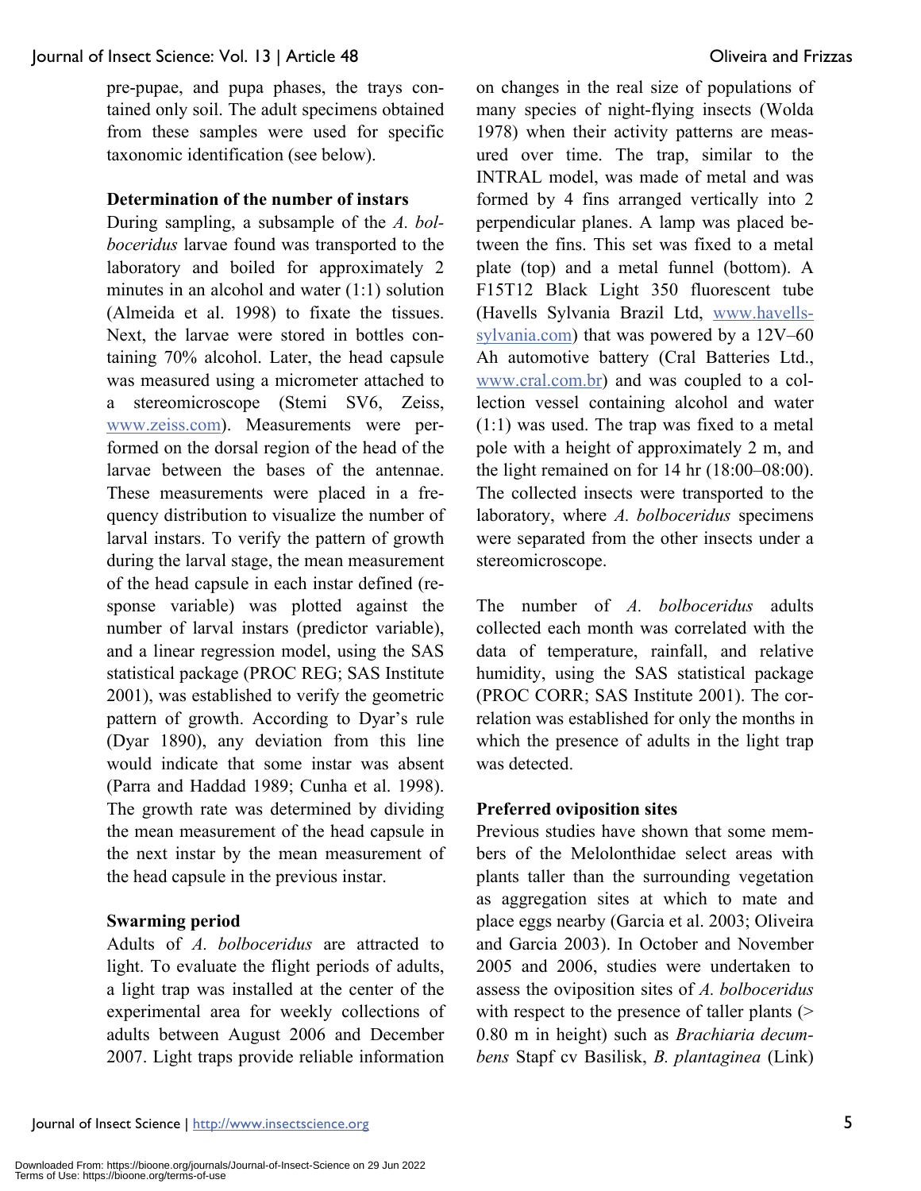pre-pupae, and pupa phases, the trays contained only soil. The adult specimens obtained from these samples were used for specific taxonomic identification (see below).

### Determination of the number of instars

During sampling, a subsample of the *A. bolboceridus* larvae found was transported to the laboratory and boiled for approximately 2 minutes in an alcohol and water (1:1) solution (Almeida et al. 1998) to fixate the tissues. Next, the larvae were stored in bottles containing 70% alcohol. Later, the head capsule was measured using a micrometer attached to a stereomicroscope (Stemi SV6, Zeiss, www.zeiss.com). Measurements were performed on the dorsal region of the head of the larvae between the bases of the antennae. These measurements were placed in a frequency distribution to visualize the number of larval instars. To verify the pattern of growth during the larval stage, the mean measurement of the head capsule in each instar defined (response variable) was plotted against the number of larval instars (predictor variable), and a linear regression model, using the SAS statistical package (PROC REG; SAS Institute 2001), was established to verify the geometric pattern of growth. According to Dyar's rule (Dyar 1890), any deviation from this line would indicate that some instar was absent (Parra and Haddad 1989; Cunha et al. 1998). The growth rate was determined by dividing the mean measurement of the head capsule in the next instar by the mean measurement of the head capsule in the previous instar.

### Swarming period

Adults of *A. bolboceridus* are attracted to light. To evaluate the flight periods of adults, a light trap was installed at the center of the experimental area for weekly collections of adults between August 2006 and December 2007. Light traps provide reliable information on changes in the real size of populations of many species of night-flying insects (Wolda 1978) when their activity patterns are measured over time. The trap, similar to the INTRAL model, was made of metal and was formed by 4 fins arranged vertically into 2 perpendicular planes. A lamp was placed between the fins. This set was fixed to a metal plate (top) and a metal funnel (bottom). A F15T12 Black Light 350 fluorescent tube (Havells Sylvania Brazil Ltd, www.havells-sylvania.com) that was powered by a 12V–60 Ah automotive battery (Cral Batteries Ltd., www.cral.com.br) and was coupled to a collection vessel containing alcohol and water (1:1) was used. The trap was fixed to a metal pole with a height of approximately 2 m, and the light remained on for 14 hr (18:00–08:00). The collected insects were transported to the laboratory, where *A. bolboceridus* specimens were separated from the other insects under a stereomicroscope.

The number of *A. bolboceridus* adults collected each month was correlated with the data of temperature, rainfall, and relative humidity, using the SAS statistical package (PROC CORR; SAS Institute 2001). The correlation was established for only the months in which the presence of adults in the light trap was detected.

### Preferred oviposition sites

Previous studies have shown that some members of the Melolonthidae select areas with plants taller than the surrounding vegetation as aggregation sites at which to mate and place eggs nearby (Garcia et al. 2003; Oliveira and Garcia 2003). In October and November 2005 and 2006, studies were undertaken to assess the oviposition sites of *A. bolboceridus* with respect to the presence of taller plants (> 0.80 m in height) such as *Brachiaria decumbens* Stapf cv Basilisk, *B. plantaginea* (Link)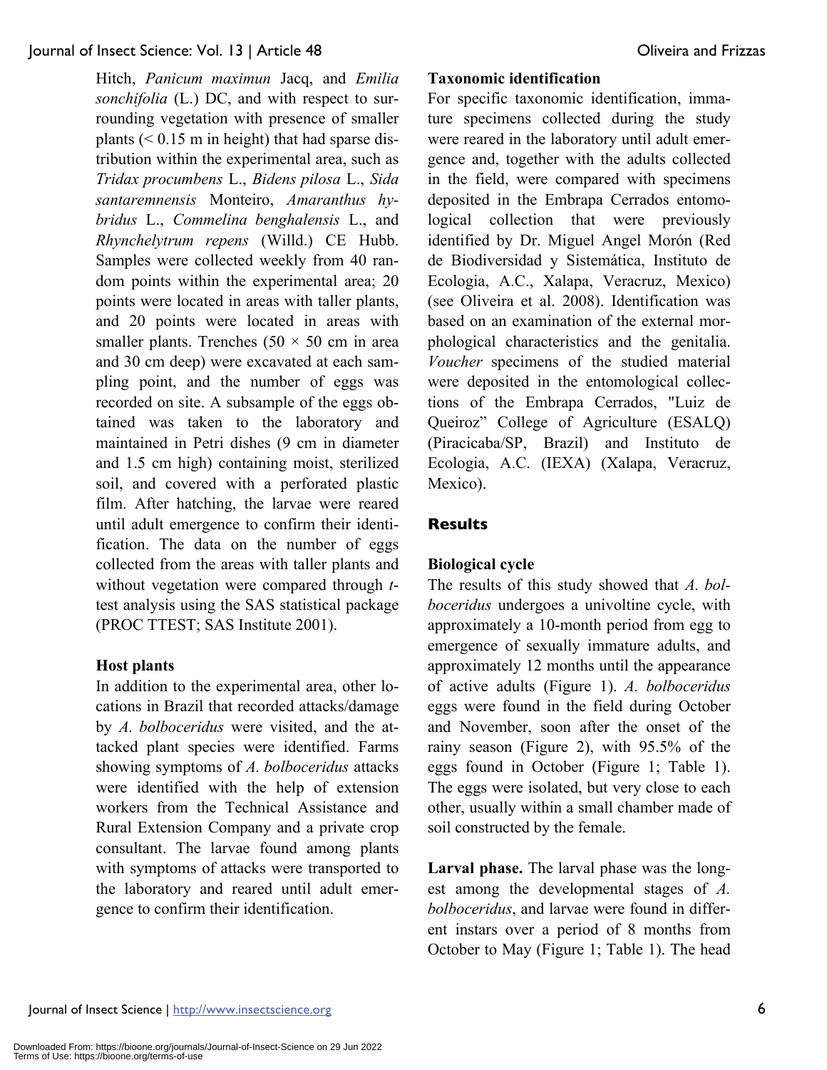Hitch, *Panicum maximun* Jacq, and *Emilia sonchifolia* (L.) DC, and with respect to surrounding vegetation with presence of smaller plants (< 0.15 m in height) that had sparse distribution within the experimental area, such as *Tridax procumbens* L., *Bidens pilosa* L., *Sida santaremnensis* Monteiro, *Amaranthus hybridus* L., *Commelina benghalensis* L., and *Rhynchelytrum repens* (Willd.) CE Hubb. Samples were collected weekly from 40 random points within the experimental area; 20 points were located in areas with taller plants, and 20 points were located in areas with smaller plants. Trenches (50 × 50 cm in area and 30 cm deep) were excavated at each sampling point, and the number of eggs was recorded on site. A subsample of the eggs obtained was taken to the laboratory and maintained in Petri dishes (9 cm in diameter and 1.5 cm high) containing moist, sterilized soil, and covered with a perforated plastic film. After hatching, the larvae were reared until adult emergence to confirm their identification. The data on the number of eggs collected from the areas with taller plants and without vegetation were compared through *t*-test analysis using the SAS statistical package (PROC TTEST; SAS Institute 2001).

### Host plants

In addition to the experimental area, other locations in Brazil that recorded attacks/damage by *A. bolboceridus* were visited, and the attacked plant species were identified. Farms showing symptoms of *A. bolboceridus* attacks were identified with the help of extension workers from the Technical Assistance and Rural Extension Company and a private crop consultant. The larvae found among plants with symptoms of attacks were transported to the laboratory and reared until adult emergence to confirm their identification.

### Taxonomic identification

For specific taxonomic identification, immature specimens collected during the study were reared in the laboratory until adult emergence and, together with the adults collected in the field, were compared with specimens deposited in the Embrapa Cerrados entomological collection that were previously identified by Dr. Miguel Angel Morón (Red de Biodiversidad y Sistemática, Instituto de Ecologia, A.C., Xalapa, Veracruz, Mexico) (see Oliveira et al. 2008). Identification was based on an examination of the external morphological characteristics and the genitalia. *Voucher* specimens of the studied material were deposited in the entomological collections of the Embrapa Cerrados, "Luiz de Queiroz" College of Agriculture (ESALQ) (Piracicaba/SP, Brazil) and Instituto de Ecologia, A.C. (IEXA) (Xalapa, Veracruz, Mexico).

## Results

### Biological cycle

The results of this study showed that *A. bolboceridus* undergoes a univoltine cycle, with approximately a 10-month period from egg to emergence of sexually immature adults, and approximately 12 months until the appearance of active adults (Figure 1). *A. bolboceridus* eggs were found in the field during October and November, soon after the onset of the rainy season (Figure 2), with 95.5% of the eggs found in October (Figure 1; Table 1). The eggs were isolated, but very close to each other, usually within a small chamber made of soil constructed by the female.

**Larval phase.** The larval phase was the longest among the developmental stages of *A. bolboceridus*, and larvae were found in different instars over a period of 8 months from October to May (Figure 1; Table 1). The head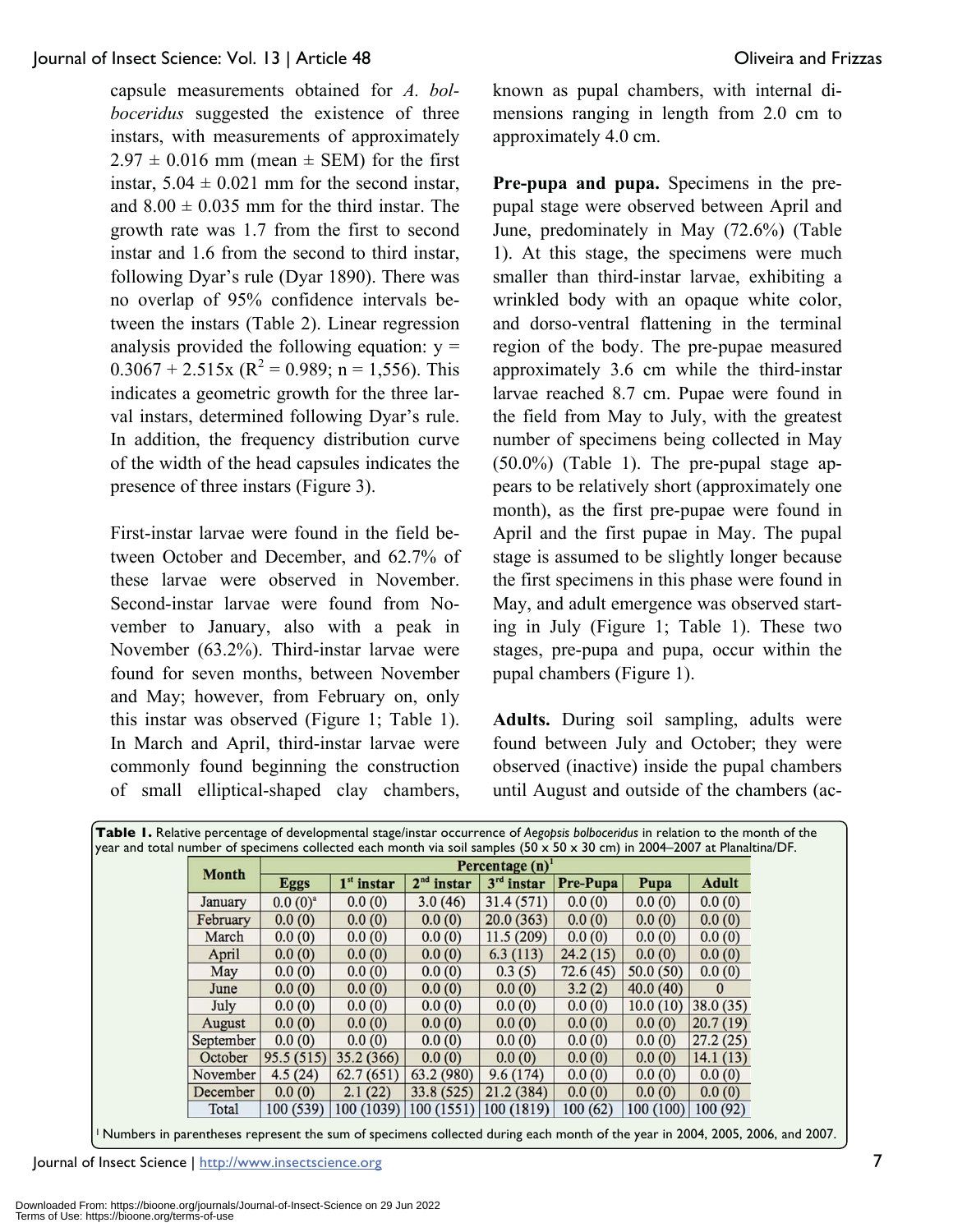capsule measurements obtained for *A. bolboceridus* suggested the existence of three instars, with measurements of approximately 2.97 ± 0.016 mm (mean ± SEM) for the first instar, 5.04 ± 0.021 mm for the second instar, and 8.00 ± 0.035 mm for the third instar. The growth rate was 1.7 from the first to second instar and 1.6 from the second to third instar, following Dyar's rule (Dyar 1890). There was no overlap of 95% confidence intervals between the instars (Table 2). Linear regression analysis provided the following equation: $y = 0.3067 + 2.515x$ ($R^2 = 0.989$; n = 1,556). This indicates a geometric growth for the three larval instars, determined following Dyar's rule. In addition, the frequency distribution curve of the width of the head capsules indicates the presence of three instars (Figure 3).

First-instar larvae were found in the field between October and December, and 62.7% of these larvae were observed in November. Second-instar larvae were found from November to January, also with a peak in November (63.2%). Third-instar larvae were found for seven months, between November and May; however, from February on, only this instar was observed (Figure 1; Table 1). In March and April, third-instar larvae were commonly found beginning the construction of small elliptical-shaped clay chambers, known as pupal chambers, with internal dimensions ranging in length from 2.0 cm to approximately 4.0 cm.

**Pre-pupa and pupa.** Specimens in the pre-pupal stage were observed between April and June, predominately in May (72.6%) (Table 1). At this stage, the specimens were much smaller than third-instar larvae, exhibiting a wrinkled body with an opaque white color, and dorso-ventral flattening in the terminal region of the body. The pre-pupae measured approximately 3.6 cm while the third-instar larvae reached 8.7 cm. Pupae were found in the field from May to July, with the greatest number of specimens being collected in May (50.0%) (Table 1). The pre-pupal stage appears to be relatively short (approximately one month), as the first pre-pupae were found in April and the first pupae in May. The pupal stage is assumed to be slightly longer because the first specimens in this phase were found in May, and adult emergence was observed starting in July (Figure 1; Table 1). These two stages, pre-pupa and pupa, occur within the pupal chambers (Figure 1).

**Adults.** During soil sampling, adults were found between July and October; they were observed (inactive) inside the pupal chambers until August and outside of the chambers (ac-

**Table 1.** Relative percentage of developmental stage/instar occurrence of *Aegopsis bolboceridus* in relation to the month of the year and total number of specimens collected each month via soil samples (50 x 50 x 30 cm) in 2004–2007 at Planaltina/DF.

| Month | Percentage (n)[1] | | | | | | |
|---|---|---|---|---|---|---|---|
| | Eggs | 1st instar | 2nd instar | 3rd instar | Pre-Pupa | Pupa | Adult |
| January | 0.0 (0)[a] | 0.0 (0) | 3.0 (46) | 31.4 (571) | 0.0 (0) | 0.0 (0) | 0.0 (0) |
| February | 0.0 (0) | 0.0 (0) | 0.0 (0) | 20.0 (363) | 0.0 (0) | 0.0 (0) | 0.0 (0) |
| March | 0.0 (0) | 0.0 (0) | 0.0 (0) | 11.5 (209) | 0.0 (0) | 0.0 (0) | 0.0 (0) |
| April | 0.0 (0) | 0.0 (0) | 0.0 (0) | 6.3 (113) | 24.2 (15) | 0.0 (0) | 0.0 (0) |
| May | 0.0 (0) | 0.0 (0) | 0.0 (0) | 0.3 (5) | 72.6 (45) | 50.0 (50) | 0.0 (0) |
| June | 0.0 (0) | 0.0 (0) | 0.0 (0) | 0.0 (0) | 3.2 (2) | 40.0 (40) | 0 |
| July | 0.0 (0) | 0.0 (0) | 0.0 (0) | 0.0 (0) | 0.0 (0) | 10.0 (10) | 38.0 (35) |
| August | 0.0 (0) | 0.0 (0) | 0.0 (0) | 0.0 (0) | 0.0 (0) | 0.0 (0) | 20.7 (19) |
| September | 0.0 (0) | 0.0 (0) | 0.0 (0) | 0.0 (0) | 0.0 (0) | 0.0 (0) | 27.2 (25) |
| October | 95.5 (515) | 35.2 (366) | 0.0 (0) | 0.0 (0) | 0.0 (0) | 0.0 (0) | 14.1 (13) |
| November | 4.5 (24) | 62.7 (651) | 63.2 (980) | 9.6 (174) | 0.0 (0) | 0.0 (0) | 0.0 (0) |
| December | 0.0 (0) | 2.1 (22) | 33.8 (525) | 21.2 (384) | 0.0 (0) | 0.0 (0) | 0.0 (0) |
| Total | 100 (539) | 100 (1039) | 100 (1551) | 100 (1819) | 100 (62) | 100 (100) | 100 (92) |

[1] Numbers in parentheses represent the sum of specimens collected during each month of the year in 2004, 2005, 2006, and 2007.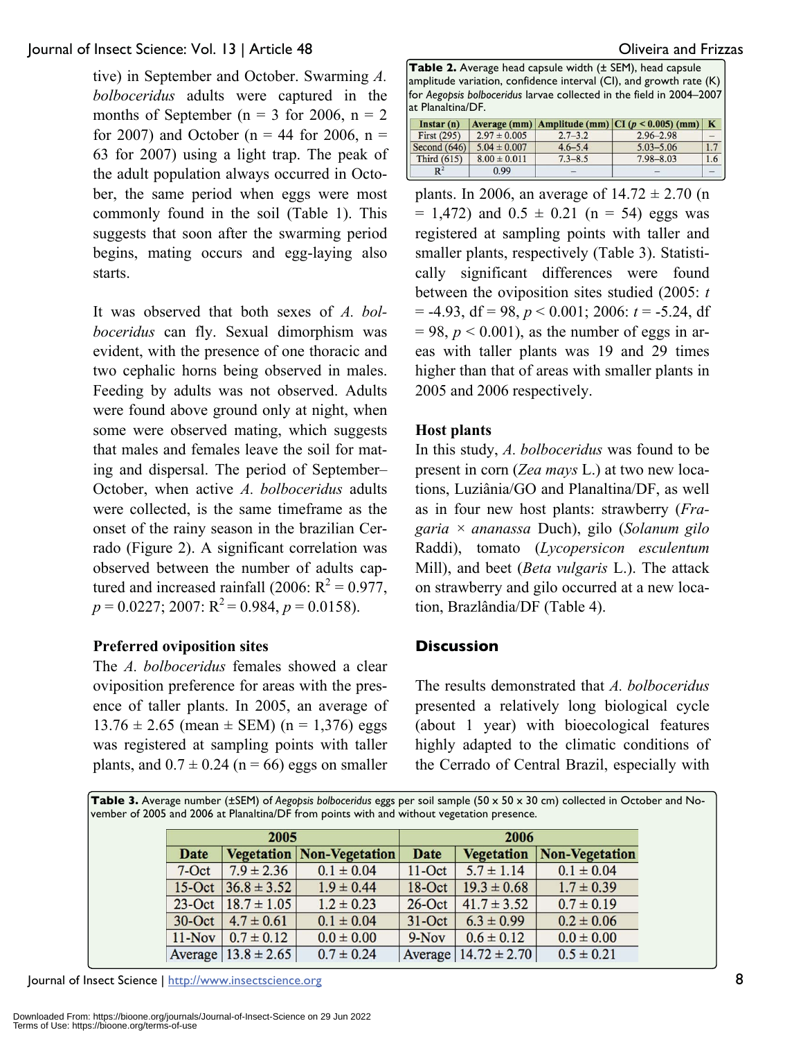tive) in September and October. Swarming *A. bolboceridus* adults were captured in the months of September (n = 3 for 2006, n = 2 for 2007) and October (n = 44 for 2006, n = 63 for 2007) using a light trap. The peak of the adult population always occurred in October, the same period when eggs were most commonly found in the soil (Table 1). This suggests that soon after the swarming period begins, mating occurs and egg-laying also starts.

It was observed that both sexes of *A. bolboceridus* can fly. Sexual dimorphism was evident, with the presence of one thoracic and two cephalic horns being observed in males. Feeding by adults was not observed. Adults were found above ground only at night, when some were observed mating, which suggests that males and females leave the soil for mating and dispersal. The period of September–October, when active *A. bolboceridus* adults were collected, is the same timeframe as the onset of the rainy season in the brazilian Cerrado (Figure 2). A significant correlation was observed between the number of adults captured and increased rainfall (2006: $R^2 = 0.977$, $p = 0.0227$; 2007: $R^2 = 0.984$, $p = 0.0158$).

### Preferred oviposition sites

The *A. bolboceridus* females showed a clear oviposition preference for areas with the presence of taller plants. In 2005, an average of 13.76 ± 2.65 (mean ± SEM) (n = 1,376) eggs was registered at sampling points with taller plants, and 0.7 ± 0.24 (n = 66) eggs on smaller plants. In 2006, an average of 14.72 ± 2.70 (n = 1,472) and 0.5 ± 0.21 (n = 54) eggs was registered at sampling points with taller and smaller plants, respectively (Table 3). Statistically significant differences were found between the oviposition sites studied (2005: $t = -4.93$, df = 98, $p < 0.001$; 2006: $t = -5.24$, df = 98, $p < 0.001$), as the number of eggs in areas with taller plants was 19 and 29 times higher than that of areas with smaller plants in 2005 and 2006 respectively.

**Table 2.** Average head capsule width (± SEM), head capsule amplitude variation, confidence interval (CI), and growth rate (K) for *Aegopsis bolboceridus* larvae collected in the field in 2004–2007 at Planaltina/DF.

| Instar (n) | Average (mm) | Amplitude (mm) | CI ($p < 0.005$) (mm) | K |
|---|---|---|---|---|
| First (295) | 2.97 ± 0.005 | 2.7–3.2 | 2.96–2.98 | – |
| Second (646) | 5.04 ± 0.007 | 4.6–5.4 | 5.03–5.06 | 1.7 |
| Third (615) | 8.00 ± 0.011 | 7.3–8.5 | 7.98–8.03 | 1.6 |
| $R^2$ | 0.99 | – | – | – |

### Host plants

In this study, *A. bolboceridus* was found to be present in corn (*Zea mays* L.) at two new locations, Luziânia/GO and Planaltina/DF, as well as in four new host plants: strawberry (*Fragaria × ananassa* Duch), gilo (*Solanum gilo* Raddi), tomato (*Lycopersicon esculentum* Mill), and beet (*Beta vulgaris* L.). The attack on strawberry and gilo occurred at a new location, Brazlândia/DF (Table 4).

## Discussion

The results demonstrated that *A. bolboceridus* presented a relatively long biological cycle (about 1 year) with bioecological features highly adapted to the climatic conditions of the Cerrado of Central Brazil, especially with

**Table 3.** Average number (±SEM) of *Aegopsis bolboceridus* eggs per soil sample (50 x 50 x 30 cm) collected in October and November of 2005 and 2006 at Planaltina/DF from points with and without vegetation presence.

| 2005 | | | 2006 | | |
|---|---|---|---|---|---|
| Date | Vegetation | Non-Vegetation | Date | Vegetation | Non-Vegetation |
| 7-Oct | 7.9 ± 2.36 | 0.1 ± 0.04 | 11-Oct | 5.7 ± 1.14 | 0.1 ± 0.04 |
| 15-Oct | 36.8 ± 3.52 | 1.9 ± 0.44 | 18-Oct | 19.3 ± 0.68 | 1.7 ± 0.39 |
| 23-Oct | 18.7 ± 1.05 | 1.2 ± 0.23 | 26-Oct | 41.7 ± 3.52 | 0.7 ± 0.19 |
| 30-Oct | 4.7 ± 0.61 | 0.1 ± 0.04 | 31-Oct | 6.3 ± 0.99 | 0.2 ± 0.06 |
| 11-Nov | 0.7 ± 0.12 | 0.0 ± 0.00 | 9-Nov | 0.6 ± 0.12 | 0.0 ± 0.00 |
| Average | 13.8 ± 2.65 | 0.7 ± 0.24 | Average | 14.72 ± 2.70 | 0.5 ± 0.21 |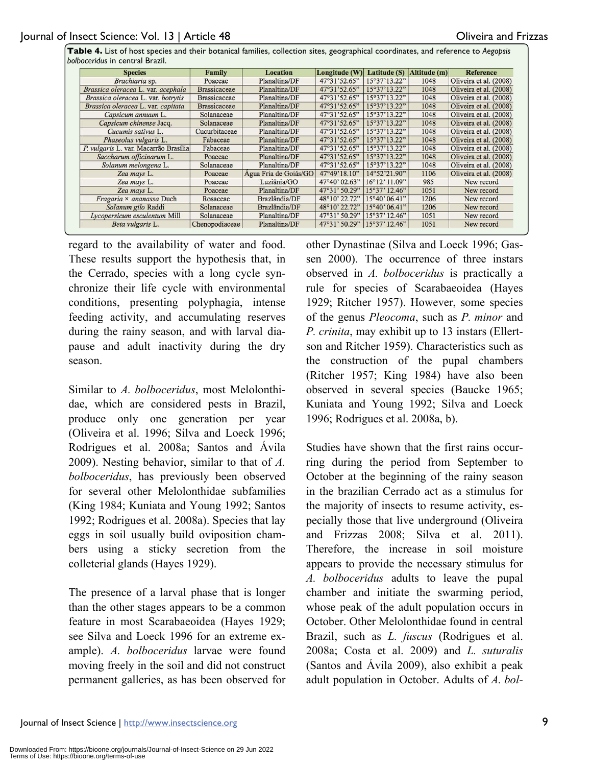**Table 4.** List of host species and their botanical families, collection sites, geographical coordinates, and reference to *Aegopsis bolboceridus* in central Brazil.

| Species | Family | Location | Longitude (W) | Latitude (S) | Altitude (m) | Reference |
|---|---|---|---|---|---|---|
| *Brachiaria* sp. | Poaceae | Planaltina/DF | 47°31'52.65" | 15°37'13.22" | 1048 | Oliveira et al. (2008) |
| *Brassica oleracea* L. var. *acephala* | Brassicaceae | Planaltina/DF | 47°31'52.65" | 15°37'13.22" | 1048 | Oliveira et al. (2008) |
| *Brassica oleracea* L. var. *botrytis* | Brassicaceae | Planaltina/DF | 47°31'52.65" | 15°37'13.22" | 1048 | Oliveira et al. (2008) |
| *Brassica oleracea* L. var. *capitata* | Brassicaceae | Planaltina/DF | 47°31'52.65" | 15°37'13.22" | 1048 | Oliveira et al. (2008) |
| *Capsicum annuum* L. | Solanaceae | Planaltina/DF | 47°31'52.65" | 15°37'13.22" | 1048 | Oliveira et al. (2008) |
| *Capsicum chinense* Jacq. | Solanaceae | Planaltina/DF | 47°31'52.65" | 15°37'13.22" | 1048 | Oliveira et al. (2008) |
| *Cucumis sativus* L. | Cucurbitaceae | Planaltina/DF | 47°31'52.65" | 15°37'13.22" | 1048 | Oliveira et al. (2008) |
| *Phaseolus vulgaris* L. | Fabaceae | Planaltina/DF | 47°31'52.65" | 15°37'13.22" | 1048 | Oliveira et al. (2008) |
| *P. vulgaris* L. var. Macarrão Brasília | Fabaceae | Planaltina/DF | 47°31'52.65" | 15°37'13.22" | 1048 | Oliveira et al. (2008) |
| *Saccharum officinarum* L. | Poaceae | Planaltina/DF | 47°31'52.65" | 15°37'13.22" | 1048 | Oliveira et al. (2008) |
| *Solanum melongena* L. | Solanaceae | Planaltina/DF | 47°31'52.65" | 15°37'13.22" | 1048 | Oliveira et al. (2008) |
| *Zea mays* L. | Poaceae | Água Fria de Goiás/GO | 47°49'18.10" | 14°52'21.90" | 1106 | Oliveira et al. (2008) |
| *Zea mays* L. | Poaceae | Luziânia/GO | 47°40' 02.63" | 16°12' 11.09" | 985 | New record |
| *Zea mays* L. | Poaceae | Planaltina/DF | 47°31' 50.29" | 15°37' 12.46" | 1051 | New record |
| *Fragaria × ananassa* Duch | Rosaceae | Brazlândia/DF | 48°10' 22.72" | 15°40' 06.41" | 1206 | New record |
| *Solanum gilo* Raddi | Solanaceae | Brazlândia/DF | 48°10' 22.72" | 15°40' 06.41" | 1206 | New record |
| *Lycopersicum esculentum* Mill | Solanaceae | Planaltina/DF | 47°31' 50.29" | 15°37' 12.46" | 1051 | New record |
| *Beta vulgaris* L. | Chenopodiaceae | Planaltina/DF | 47°31' 50.29" | 15°37' 12.46" | 1051 | New record |

regard to the availability of water and food. These results support the hypothesis that, in the Cerrado, species with a long cycle synchronize their life cycle with environmental conditions, presenting polyphagia, intense feeding activity, and accumulating reserves during the rainy season, and with larval diapause and adult inactivity during the dry season.

Similar to *A. bolboceridus*, most Melolonthidae, which are considered pests in Brazil, produce only one generation per year (Oliveira et al. 1996; Silva and Loeck 1996; Rodrigues et al. 2008a; Santos and Ávila 2009). Nesting behavior, similar to that of *A. bolboceridus*, has previously been observed for several other Melolonthidae subfamilies (King 1984; Kuniata and Young 1992; Santos 1992; Rodrigues et al. 2008a). Species that lay eggs in soil usually build oviposition chambers using a sticky secretion from the colleterial glands (Hayes 1929).

The presence of a larval phase that is longer than the other stages appears to be a common feature in most Scarabaeoidea (Hayes 1929; see Silva and Loeck 1996 for an extreme example). *A. bolboceridus* larvae were found moving freely in the soil and did not construct permanent galleries, as has been observed for other Dynastinae (Silva and Loeck 1996; Gassen 2000). The occurrence of three instars observed in *A. bolboceridus* is practically a rule for species of Scarabaeoidea (Hayes 1929; Ritcher 1957). However, some species of the genus *Pleocoma*, such as *P. minor* and *P. crinita*, may exhibit up to 13 instars (Ellertson and Ritcher 1959). Characteristics such as the construction of the pupal chambers (Ritcher 1957; King 1984) have also been observed in several species (Baucke 1965; Kuniata and Young 1992; Silva and Loeck 1996; Rodrigues et al. 2008a, b).

Studies have shown that the first rains occurring during the period from September to October at the beginning of the rainy season in the brazilian Cerrado act as a stimulus for the majority of insects to resume activity, especially those that live underground (Oliveira and Frizzas 2008; Silva et al. 2011). Therefore, the increase in soil moisture appears to provide the necessary stimulus for *A. bolboceridus* adults to leave the pupal chamber and initiate the swarming period, whose peak of the adult population occurs in October. Other Melolonthidae found in central Brazil, such as *L. fuscus* (Rodrigues et al. 2008a; Costa et al. 2009) and *L. suturalis* (Santos and Ávila 2009), also exhibit a peak adult population in October. Adults of *A. bol-*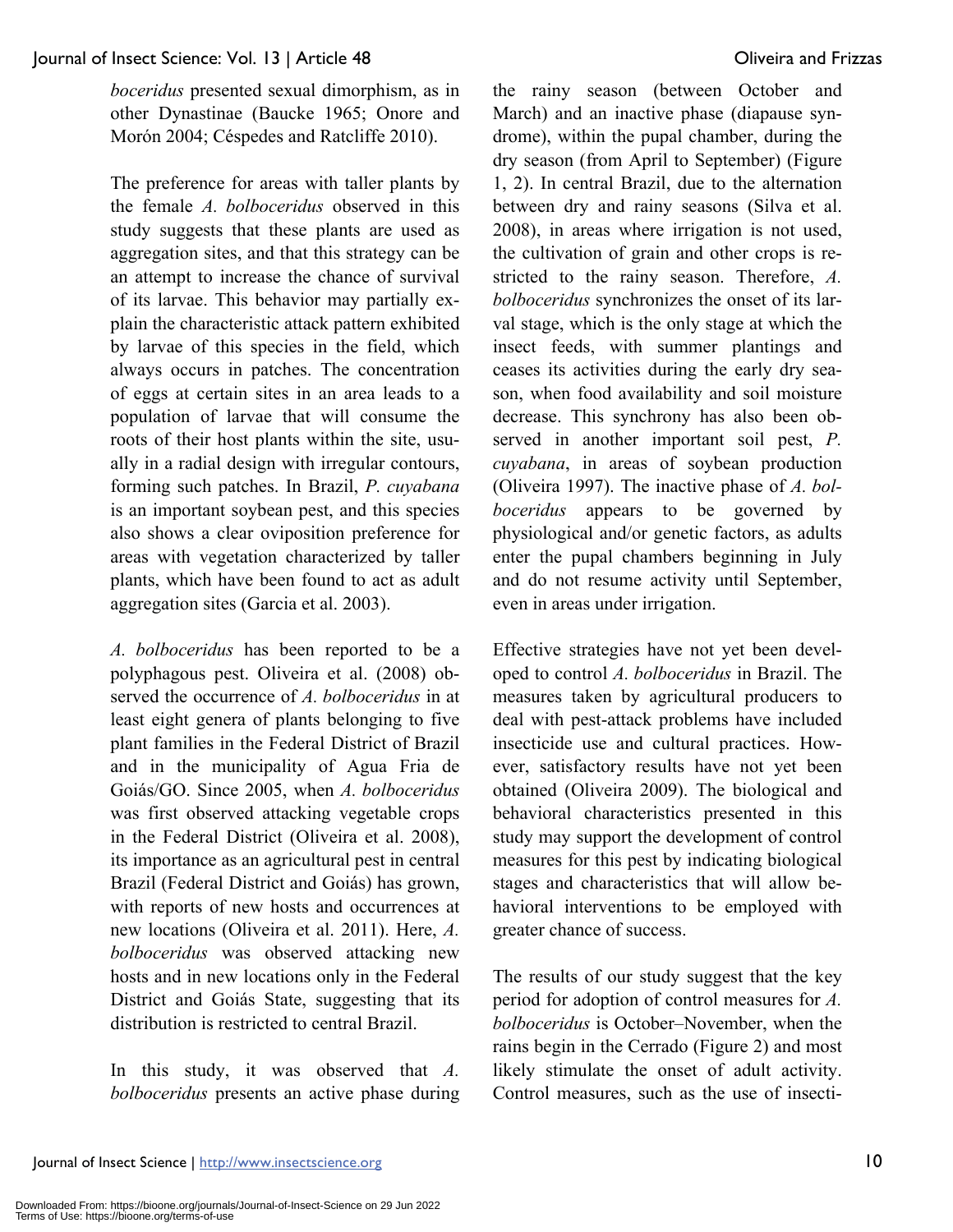*boceridus* presented sexual dimorphism, as in other Dynastinae (Baucke 1965; Onore and Morón 2004; Céspedes and Ratcliffe 2010).

The preference for areas with taller plants by the female *A. bolboceridus* observed in this study suggests that these plants are used as aggregation sites, and that this strategy can be an attempt to increase the chance of survival of its larvae. This behavior may partially explain the characteristic attack pattern exhibited by larvae of this species in the field, which always occurs in patches. The concentration of eggs at certain sites in an area leads to a population of larvae that will consume the roots of their host plants within the site, usually in a radial design with irregular contours, forming such patches. In Brazil, *P. cuyabana* is an important soybean pest, and this species also shows a clear oviposition preference for areas with vegetation characterized by taller plants, which have been found to act as adult aggregation sites (Garcia et al. 2003).

*A. bolboceridus* has been reported to be a polyphagous pest. Oliveira et al. (2008) observed the occurrence of *A. bolboceridus* in at least eight genera of plants belonging to five plant families in the Federal District of Brazil and in the municipality of Agua Fria de Goiás/GO. Since 2005, when *A. bolboceridus* was first observed attacking vegetable crops in the Federal District (Oliveira et al. 2008), its importance as an agricultural pest in central Brazil (Federal District and Goiás) has grown, with reports of new hosts and occurrences at new locations (Oliveira et al. 2011). Here, *A. bolboceridus* was observed attacking new hosts and in new locations only in the Federal District and Goiás State, suggesting that its distribution is restricted to central Brazil.

In this study, it was observed that *A. bolboceridus* presents an active phase during the rainy season (between October and March) and an inactive phase (diapause syndrome), within the pupal chamber, during the dry season (from April to September) (Figure 1, 2). In central Brazil, due to the alternation between dry and rainy seasons (Silva et al. 2008), in areas where irrigation is not used, the cultivation of grain and other crops is restricted to the rainy season. Therefore, *A. bolboceridus* synchronizes the onset of its larval stage, which is the only stage at which the insect feeds, with summer plantings and ceases its activities during the early dry season, when food availability and soil moisture decrease. This synchrony has also been observed in another important soil pest, *P. cuyabana*, in areas of soybean production (Oliveira 1997). The inactive phase of *A. bolboceridus* appears to be governed by physiological and/or genetic factors, as adults enter the pupal chambers beginning in July and do not resume activity until September, even in areas under irrigation.

Effective strategies have not yet been developed to control *A. bolboceridus* in Brazil. The measures taken by agricultural producers to deal with pest-attack problems have included insecticide use and cultural practices. However, satisfactory results have not yet been obtained (Oliveira 2009). The biological and behavioral characteristics presented in this study may support the development of control measures for this pest by indicating biological stages and characteristics that will allow behavioral interventions to be employed with greater chance of success.

The results of our study suggest that the key period for adoption of control measures for *A. bolboceridus* is October–November, when the rains begin in the Cerrado (Figure 2) and most likely stimulate the onset of adult activity. Control measures, such as the use of insecti-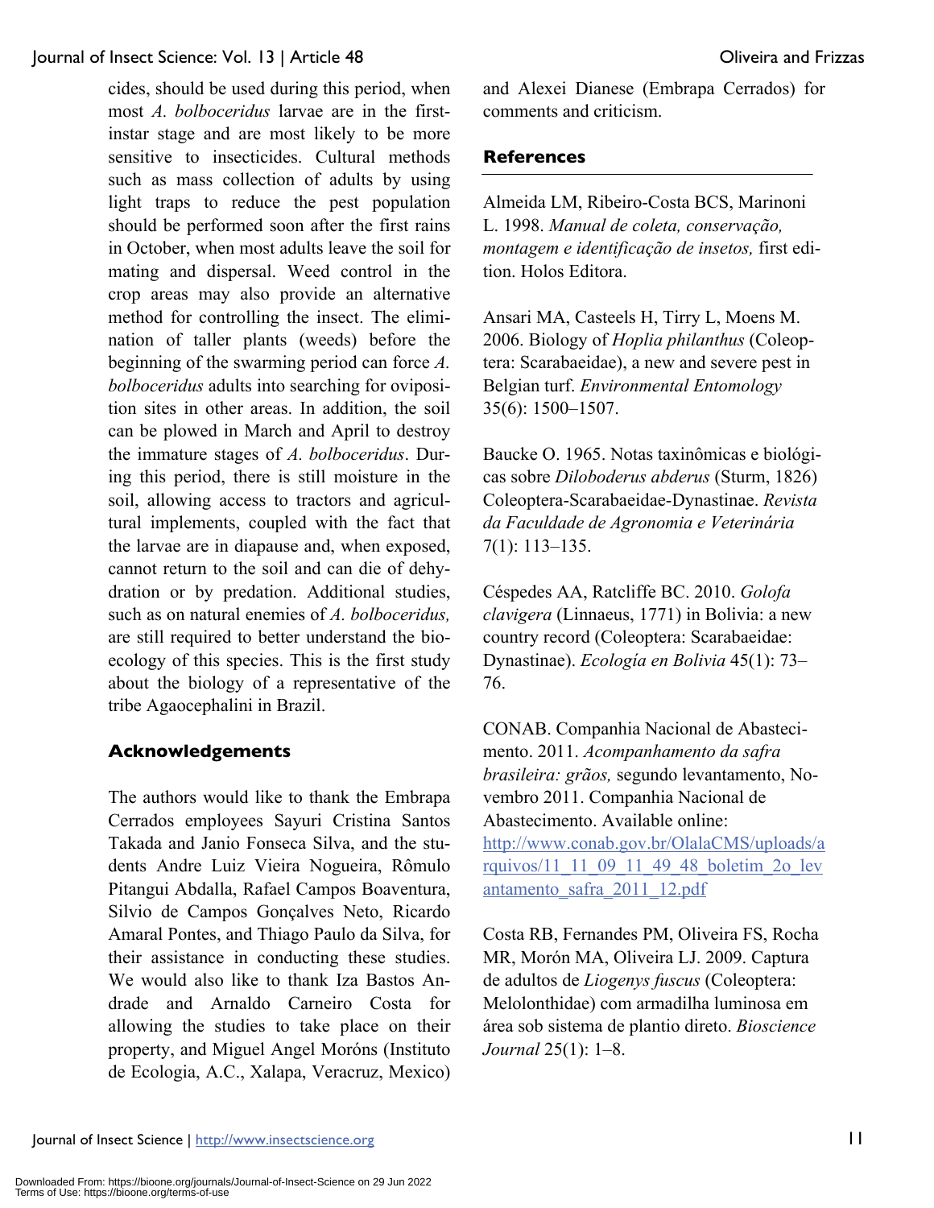cides, should be used during this period, when most *A. bolboceridus* larvae are in the first-instar stage and are most likely to be more sensitive to insecticides. Cultural methods such as mass collection of adults by using light traps to reduce the pest population should be performed soon after the first rains in October, when most adults leave the soil for mating and dispersal. Weed control in the crop areas may also provide an alternative method for controlling the insect. The elimination of taller plants (weeds) before the beginning of the swarming period can force *A. bolboceridus* adults into searching for oviposition sites in other areas. In addition, the soil can be plowed in March and April to destroy the immature stages of *A. bolboceridus*. During this period, there is still moisture in the soil, allowing access to tractors and agricultural implements, coupled with the fact that the larvae are in diapause and, when exposed, cannot return to the soil and can die of dehydration or by predation. Additional studies, such as on natural enemies of *A. bolboceridus,* are still required to better understand the bioecology of this species. This is the first study about the biology of a representative of the tribe Agaocephalini in Brazil.

## Acknowledgements

The authors would like to thank the Embrapa Cerrados employees Sayuri Cristina Santos Takada and Janio Fonseca Silva, and the students Andre Luiz Vieira Nogueira, Rômulo Pitangui Abdalla, Rafael Campos Boaventura, Silvio de Campos Gonçalves Neto, Ricardo Amaral Pontes, and Thiago Paulo da Silva, for their assistance in conducting these studies. We would also like to thank Iza Bastos Andrade and Arnaldo Carneiro Costa for allowing the studies to take place on their property, and Miguel Angel Moróns (Instituto de Ecologia, A.C., Xalapa, Veracruz, Mexico) and Alexei Dianese (Embrapa Cerrados) for comments and criticism.

## References

Almeida LM, Ribeiro-Costa BCS, Marinoni L. 1998. *Manual de coleta, conservação, montagem e identificação de insetos,* first edition. Holos Editora.

Ansari MA, Casteels H, Tirry L, Moens M. 2006. Biology of *Hoplia philanthus* (Coleoptera: Scarabaeidae), a new and severe pest in Belgian turf. *Environmental Entomology* 35(6): 1500–1507.

Baucke O. 1965. Notas taxinômicas e biológicas sobre *Diloboderus abderus* (Sturm, 1826) Coleoptera-Scarabaeidae-Dynastinae. *Revista da Faculdade de Agronomia e Veterinária* 7(1): 113–135.

Céspedes AA, Ratcliffe BC. 2010. *Golofa clavigera* (Linnaeus, 1771) in Bolivia: a new country record (Coleoptera: Scarabaeidae: Dynastinae). *Ecología en Bolivia* 45(1): 73–76.

CONAB. Companhia Nacional de Abastecimento. 2011. *Acompanhamento da safra brasileira: grãos,* segundo levantamento, Novembro 2011. Companhia Nacional de Abastecimento. Available online: http://www.conab.gov.br/OlalaCMS/uploads/arquivos/11_11_09_11_49_48_boletim_2o_levantamento_safra_2011_12.pdf

Costa RB, Fernandes PM, Oliveira FS, Rocha MR, Morón MA, Oliveira LJ. 2009. Captura de adultos de *Liogenys fuscus* (Coleoptera: Melolonthidae) com armadilha luminosa em área sob sistema de plantio direto. *Bioscience Journal* 25(1): 1–8.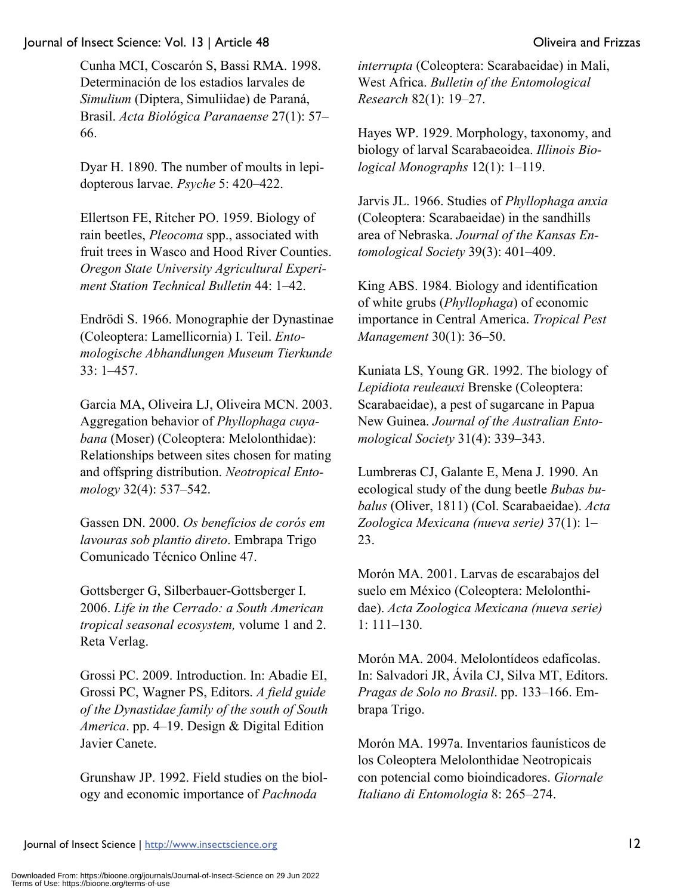Cunha MCI, Coscarón S, Bassi RMA. 1998. Determinación de los estadios larvales de *Simulium* (Diptera, Simuliidae) de Paraná, Brasil. *Acta Biológica Paranaense* 27(1): 57–66.

Dyar H. 1890. The number of moults in lepidopterous larvae. *Psyche* 5: 420–422.

Ellertson FE, Ritcher PO. 1959. Biology of rain beetles, *Pleocoma* spp., associated with fruit trees in Wasco and Hood River Counties. *Oregon State University Agricultural Experiment Station Technical Bulletin* 44: 1–42.

Endrödi S. 1966. Monographie der Dynastinae (Coleoptera: Lamellicornia) I. Teil. *Entomologische Abhandlungen Museum Tierkunde* 33: 1–457.

Garcia MA, Oliveira LJ, Oliveira MCN. 2003. Aggregation behavior of *Phyllophaga cuyabana* (Moser) (Coleoptera: Melolonthidae): Relationships between sites chosen for mating and offspring distribution. *Neotropical Entomology* 32(4): 537–542.

Gassen DN. 2000. *Os benefícios de corós em lavouras sob plantio direto*. Embrapa Trigo Comunicado Técnico Online 47.

Gottsberger G, Silberbauer-Gottsberger I. 2006. *Life in the Cerrado: a South American tropical seasonal ecosystem,* volume 1 and 2. Reta Verlag.

Grossi PC. 2009. Introduction. In: Abadie EI, Grossi PC, Wagner PS, Editors. *A field guide of the Dynastidae family of the south of South America*. pp. 4–19. Design & Digital Edition Javier Canete.

Grunshaw JP. 1992. Field studies on the biology and economic importance of *Pachnoda interrupta* (Coleoptera: Scarabaeidae) in Mali, West Africa. *Bulletin of the Entomological Research* 82(1): 19–27.

Hayes WP. 1929. Morphology, taxonomy, and biology of larval Scarabaeoidea. *Illinois Biological Monographs* 12(1): 1–119.

Jarvis JL. 1966. Studies of *Phyllophaga anxia* (Coleoptera: Scarabaeidae) in the sandhills area of Nebraska. *Journal of the Kansas Entomological Society* 39(3): 401–409.

King ABS. 1984. Biology and identification of white grubs (*Phyllophaga*) of economic importance in Central America. *Tropical Pest Management* 30(1): 36–50.

Kuniata LS, Young GR. 1992. The biology of *Lepidiota reuleauxi* Brenske (Coleoptera: Scarabaeidae), a pest of sugarcane in Papua New Guinea. *Journal of the Australian Entomological Society* 31(4): 339–343.

Lumbreras CJ, Galante E, Mena J. 1990. An ecological study of the dung beetle *Bubas bubalus* (Oliver, 1811) (Col. Scarabaeidae). *Acta Zoologica Mexicana (nueva serie)* 37(1): 1–23.

Morón MA. 2001. Larvas de escarabajos del suelo em México (Coleoptera: Melolonthidae). *Acta Zoologica Mexicana (nueva serie)* 1: 111–130.

Morón MA. 2004. Melolontídeos edafícolas. In: Salvadori JR, Ávila CJ, Silva MT, Editors. *Pragas de Solo no Brasil*. pp. 133–166. Embrapa Trigo.

Morón MA. 1997a. Inventarios faunísticos de los Coleoptera Melolonthidae Neotropicais con potencial como bioindicadores. *Giornale Italiano di Entomologia* 8: 265–274.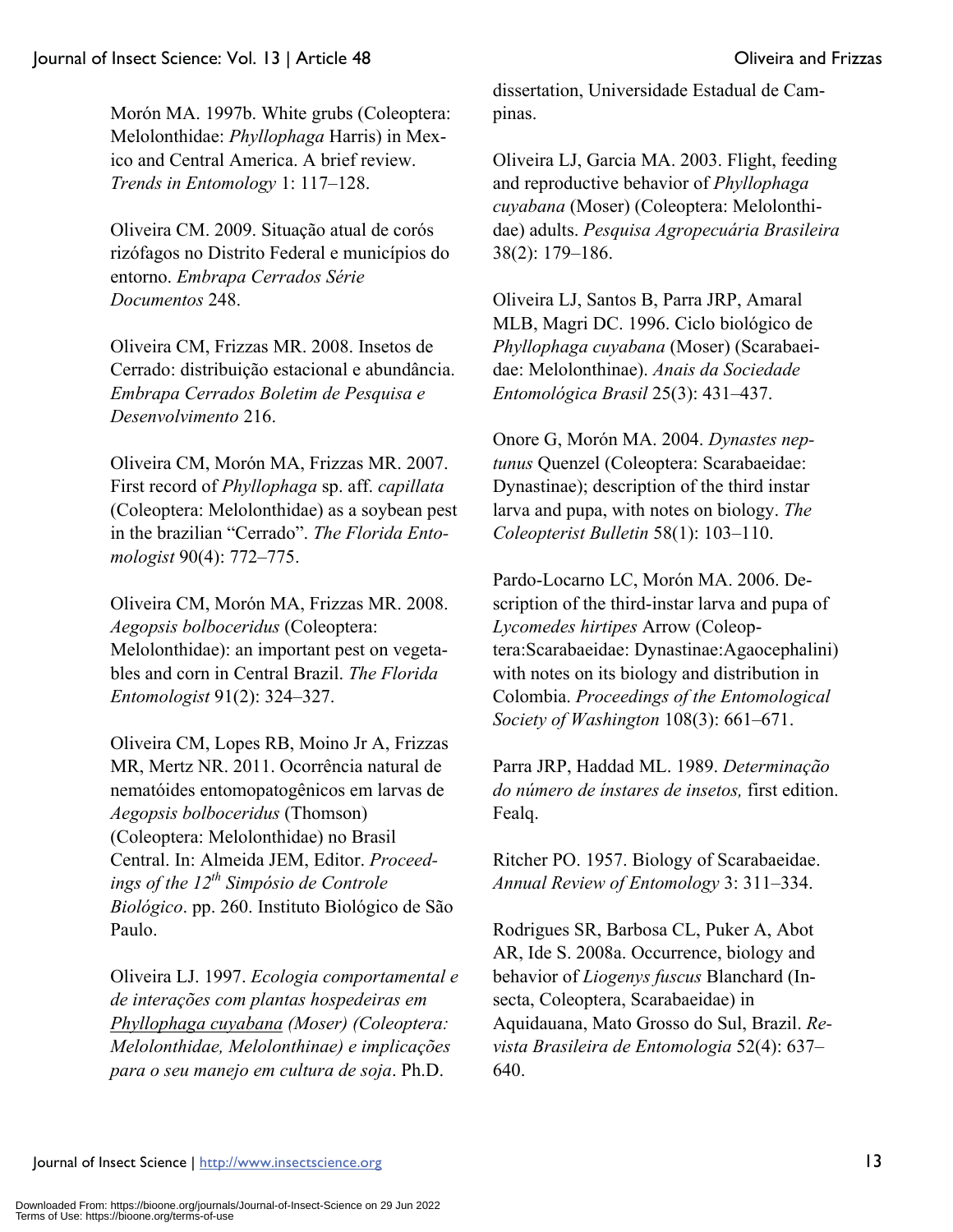Morón MA. 1997b. White grubs (Coleoptera: Melolonthidae: *Phyllophaga* Harris) in Mexico and Central America. A brief review. *Trends in Entomology* 1: 117–128.

Oliveira CM. 2009. Situação atual de corós rizófagos no Distrito Federal e municípios do entorno. *Embrapa Cerrados Série Documentos* 248.

Oliveira CM, Frizzas MR. 2008. Insetos de Cerrado: distribuição estacional e abundância. *Embrapa Cerrados Boletim de Pesquisa e Desenvolvimento* 216.

Oliveira CM, Morón MA, Frizzas MR. 2007. First record of *Phyllophaga* sp. aff. *capillata* (Coleoptera: Melolonthidae) as a soybean pest in the brazilian "Cerrado". *The Florida Entomologist* 90(4): 772–775.

Oliveira CM, Morón MA, Frizzas MR. 2008. *Aegopsis bolboceridus* (Coleoptera: Melolonthidae): an important pest on vegetables and corn in Central Brazil. *The Florida Entomologist* 91(2): 324–327.

Oliveira CM, Lopes RB, Moino Jr A, Frizzas MR, Mertz NR. 2011. Ocorrência natural de nematóides entomopatogênicos em larvas de *Aegopsis bolboceridus* (Thomson) (Coleoptera: Melolonthidae) no Brasil Central. In: Almeida JEM, Editor. *Proceedings of the 12th Simpósio de Controle Biológico*. pp. 260. Instituto Biológico de São Paulo.

Oliveira LJ. 1997. *Ecologia comportamental e de interações com plantas hospedeiras em Phyllophaga cuyabana (Moser) (Coleoptera: Melolonthidae, Melolonthinae) e implicações para o seu manejo em cultura de soja*. Ph.D. dissertation, Universidade Estadual de Campinas.

Oliveira LJ, Garcia MA. 2003. Flight, feeding and reproductive behavior of *Phyllophaga cuyabana* (Moser) (Coleoptera: Melolonthidae) adults. *Pesquisa Agropecuária Brasileira* 38(2): 179–186.

Oliveira LJ, Santos B, Parra JRP, Amaral MLB, Magri DC. 1996. Ciclo biológico de *Phyllophaga cuyabana* (Moser) (Scarabaeidae: Melolonthinae). *Anais da Sociedade Entomológica Brasil* 25(3): 431–437.

Onore G, Morón MA. 2004. *Dynastes neptunus* Quenzel (Coleoptera: Scarabaeidae: Dynastinae); description of the third instar larva and pupa, with notes on biology. *The Coleopterist Bulletin* 58(1): 103–110.

Pardo-Locarno LC, Morón MA. 2006. Description of the third-instar larva and pupa of *Lycomedes hirtipes* Arrow (Coleoptera:Scarabaeidae: Dynastinae:Agaocephalini) with notes on its biology and distribution in Colombia. *Proceedings of the Entomological Society of Washington* 108(3): 661–671.

Parra JRP, Haddad ML. 1989. *Determinação do número de ínstares de insetos,* first edition. Fealq.

Ritcher PO. 1957. Biology of Scarabaeidae. *Annual Review of Entomology* 3: 311–334.

Rodrigues SR, Barbosa CL, Puker A, Abot AR, Ide S. 2008a. Occurrence, biology and behavior of *Liogenys fuscus* Blanchard (Insecta, Coleoptera, Scarabaeidae) in Aquidauana, Mato Grosso do Sul, Brazil. *Revista Brasileira de Entomologia* 52(4): 637–640.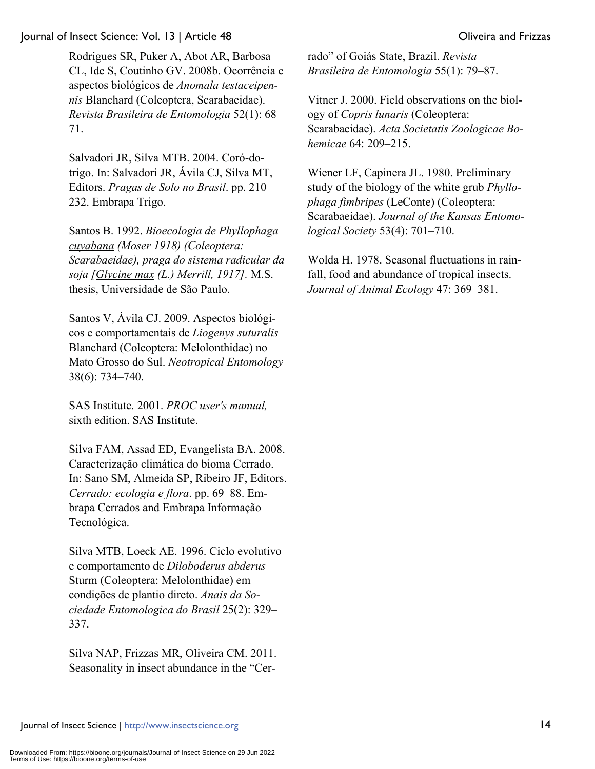Rodrigues SR, Puker A, Abot AR, Barbosa CL, Ide S, Coutinho GV. 2008b. Ocorrência e aspectos biológicos de *Anomala testaceipennis* Blanchard (Coleoptera, Scarabaeidae). *Revista Brasileira de Entomologia* 52(1): 68–71.

Salvadori JR, Silva MTB. 2004. Coró-do-trigo. In: Salvadori JR, Ávila CJ, Silva MT, Editors. *Pragas de Solo no Brasil*. pp. 210–232. Embrapa Trigo.

Santos B. 1992. *Bioecologia de Phyllophaga cuyabana (Moser 1918) (Coleoptera: Scarabaeidae), praga do sistema radicular da soja [Glycine max (L.) Merrill, 1917].* M.S. thesis, Universidade de São Paulo.

Santos V, Ávila CJ. 2009. Aspectos biológicos e comportamentais de *Liogenys suturalis* Blanchard (Coleoptera: Melolonthidae) no Mato Grosso do Sul. *Neotropical Entomology* 38(6): 734–740.

SAS Institute. 2001. *PROC user's manual,* sixth edition. SAS Institute.

Silva FAM, Assad ED, Evangelista BA. 2008. Caracterização climática do bioma Cerrado. In: Sano SM, Almeida SP, Ribeiro JF, Editors. *Cerrado: ecologia e flora*. pp. 69–88. Embrapa Cerrados and Embrapa Informação Tecnológica.

Silva MTB, Loeck AE. 1996. Ciclo evolutivo e comportamento de *Diloboderus abderus* Sturm (Coleoptera: Melolonthidae) em condições de plantio direto. *Anais da Sociedade Entomologica do Brasil* 25(2): 329–337.

Silva NAP, Frizzas MR, Oliveira CM. 2011. Seasonality in insect abundance in the "Cerrado" of Goiás State, Brazil. *Revista Brasileira de Entomologia* 55(1): 79–87.

Vitner J. 2000. Field observations on the biology of *Copris lunaris* (Coleoptera: Scarabaeidae). *Acta Societatis Zoologicae Bohemicae* 64: 209–215.

Wiener LF, Capinera JL. 1980. Preliminary study of the biology of the white grub *Phyllophaga fimbripes* (LeConte) (Coleoptera: Scarabaeidae). *Journal of the Kansas Entomological Society* 53(4): 701–710.

Wolda H. 1978. Seasonal fluctuations in rainfall, food and abundance of tropical insects. *Journal of Animal Ecology* 47: 369–381.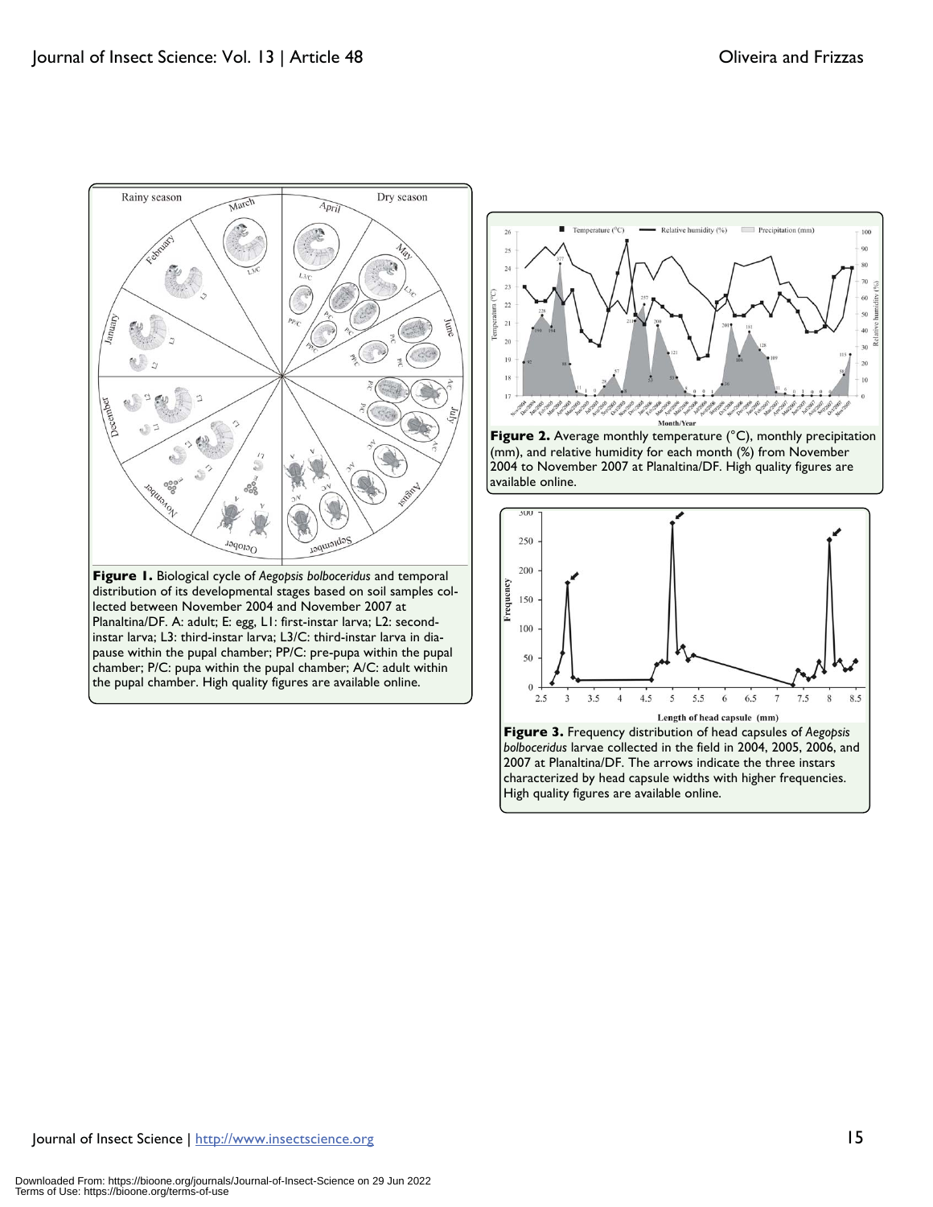Rainy season

Dry season

March

April

February

May

January

June

December

July

November

August

October

September

L3/C

L3

PP/C

P/C

A/C

L2

L1

E

A

**Figure 1.** Biological cycle of *Aegopsis bolboceridus* and temporal distribution of its developmental stages based on soil samples collected between November 2004 and November 2007 at Planaltina/DF. A: adult; E: egg, L1: first-instar larva; L2: second-instar larva; L3: third-instar larva; L3/C: third-instar larva in diapause within the pupal chamber; PP/C: pre-pupa within the pupal chamber; P/C: pupa within the pupal chamber; A/C: adult within the pupal chamber. High quality figures are available online.

Temperature (°C)

Relative humidity (%)

Precipitation (mm)

Month/Year

**Figure 2.** Average monthly temperature (°C), monthly precipitation (mm), and relative humidity for each month (%) from November 2004 to November 2007 at Planaltina/DF. High quality figures are available online.

Frequency

Length of head capsule (mm)

**Figure 3.** Frequency distribution of head capsules of *Aegopsis bolboceridus* larvae collected in the field in 2004, 2005, 2006, and 2007 at Planaltina/DF. The arrows indicate the three instars characterized by head capsule widths with higher frequencies. High quality figures are available online.